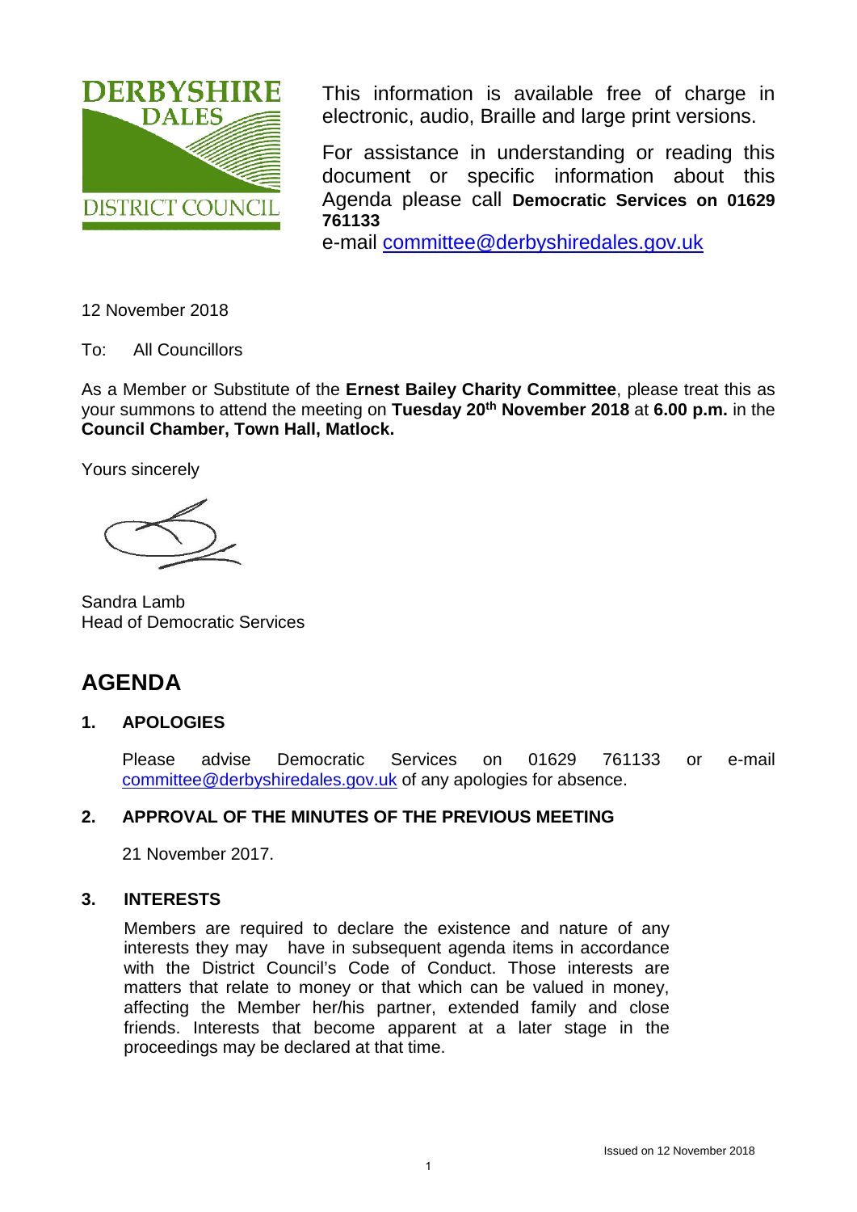DERBYSHIRE DALES DISTRICT COUNCIL

This information is available free of charge in electronic, audio, Braille and large print versions.

For assistance in understanding or reading this document or specific information about this Agenda please call **Democratic Services on 01629 761133**
e-mail committee@derbyshiredales.gov.uk

12 November 2018

To: All Councillors

As a Member or Substitute of the **Ernest Bailey Charity Committee**, please treat this as your summons to attend the meeting on **Tuesday 20th November 2018** at **6.00 p.m.** in the **Council Chamber, Town Hall, Matlock.**

Yours sincerely

Sandra Lamb
Head of Democratic Services

# AGENDA

## 1. APOLOGIES

Please advise Democratic Services on 01629 761133 or e-mail committee@derbyshiredales.gov.uk of any apologies for absence.

## 2. APPROVAL OF THE MINUTES OF THE PREVIOUS MEETING

21 November 2017.

## 3. INTERESTS

Members are required to declare the existence and nature of any interests they may have in subsequent agenda items in accordance with the District Council's Code of Conduct. Those interests are matters that relate to money or that which can be valued in money, affecting the Member her/his partner, extended family and close friends. Interests that become apparent at a later stage in the proceedings may be declared at that time.

Issued on 12 November 2018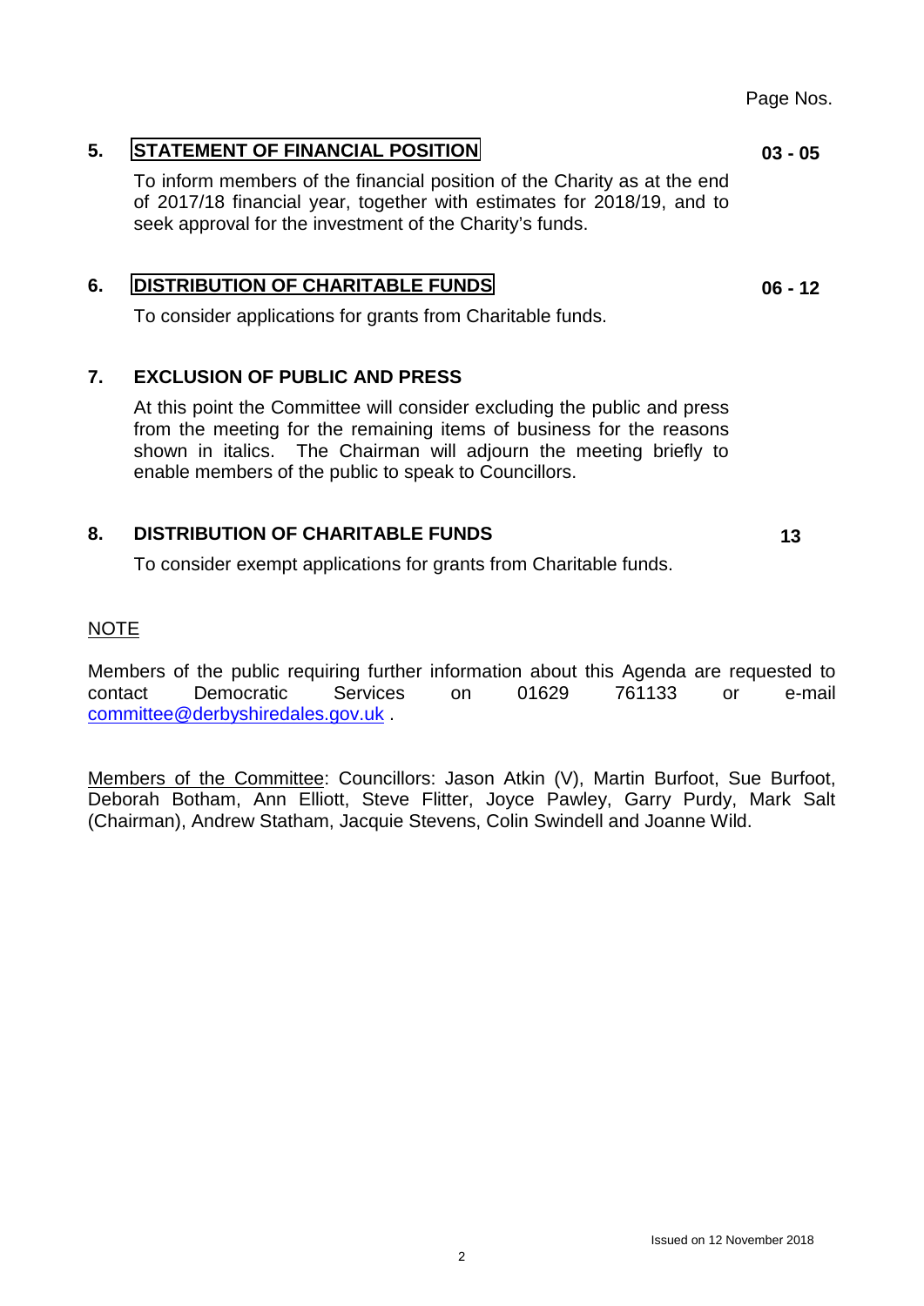Page Nos.

**5. STATEMENT OF FINANCIAL POSITION** **03 - 05**

To inform members of the financial position of the Charity as at the end of 2017/18 financial year, together with estimates for 2018/19, and to seek approval for the investment of the Charity's funds.

**6. DISTRIBUTION OF CHARITABLE FUNDS** **06 - 12**

To consider applications for grants from Charitable funds.

**7. EXCLUSION OF PUBLIC AND PRESS**

At this point the Committee will consider excluding the public and press from the meeting for the remaining items of business for the reasons shown in italics. The Chairman will adjourn the meeting briefly to enable members of the public to speak to Councillors.

**8. DISTRIBUTION OF CHARITABLE FUNDS** **13**

To consider exempt applications for grants from Charitable funds.

NOTE

Members of the public requiring further information about this Agenda are requested to contact Democratic Services on 01629 761133 or e-mail committee@derbyshiredales.gov.uk .

Members of the Committee: Councillors: Jason Atkin (V), Martin Burfoot, Sue Burfoot, Deborah Botham, Ann Elliott, Steve Flitter, Joyce Pawley, Garry Purdy, Mark Salt (Chairman), Andrew Statham, Jacquie Stevens, Colin Swindell and Joanne Wild.

Issued on 12 November 2018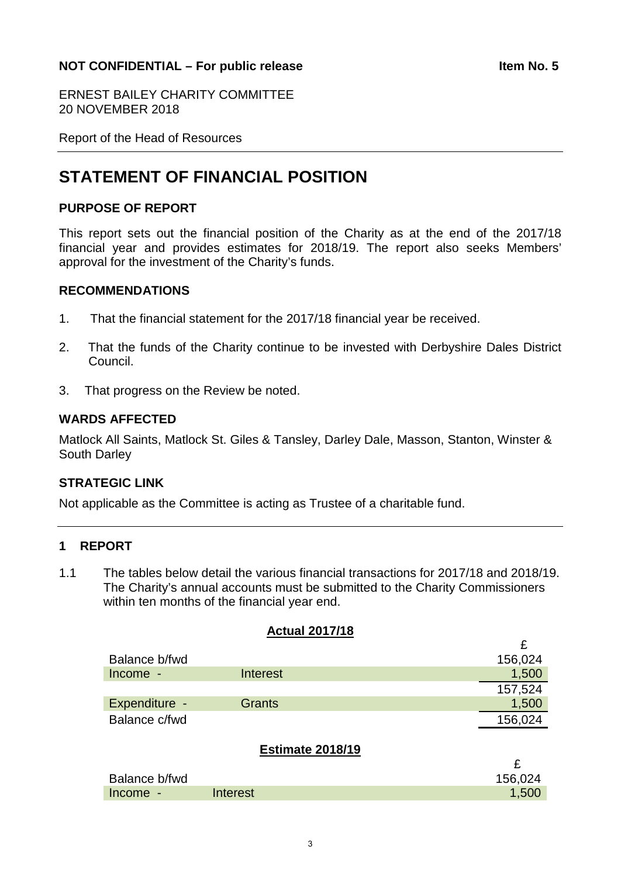**NOT CONFIDENTIAL – For public release** **Item No. 5**

ERNEST BAILEY CHARITY COMMITTEE
20 NOVEMBER 2018

Report of the Head of Resources

# STATEMENT OF FINANCIAL POSITION

### PURPOSE OF REPORT

This report sets out the financial position of the Charity as at the end of the 2017/18 financial year and provides estimates for 2018/19. The report also seeks Members' approval for the investment of the Charity's funds.

### RECOMMENDATIONS

1. That the financial statement for the 2017/18 financial year be received.

2. That the funds of the Charity continue to be invested with Derbyshire Dales District Council.

3. That progress on the Review be noted.

### WARDS AFFECTED

Matlock All Saints, Matlock St. Giles & Tansley, Darley Dale, Masson, Stanton, Winster & South Darley

### STRATEGIC LINK

Not applicable as the Committee is acting as Trustee of a charitable fund.

## 1 REPORT

1.1 The tables below detail the various financial transactions for 2017/18 and 2018/19. The Charity's annual accounts must be submitted to the Charity Commissioners within ten months of the financial year end.

**Actual 2017/18**

| | | £ |
|---|---|---|
| Balance b/fwd | | 156,024 |
| Income - | Interest | 1,500 |
| | | 157,524 |
| Expenditure - | Grants | 1,500 |
| Balance c/fwd | | 156,024 |

**Estimate 2018/19**

| | | £ |
|---|---|---|
| Balance b/fwd | | 156,024 |
| Income - | Interest | 1,500 |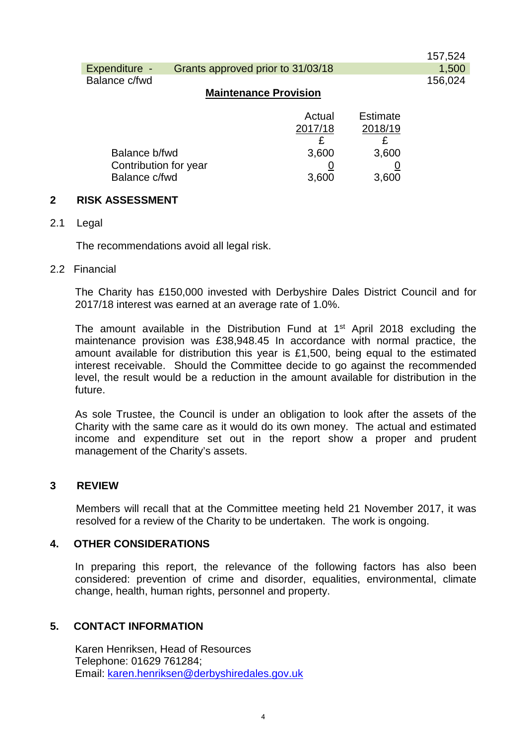| | | |
|---|---|---|
| | | 157,524 |
| Expenditure - | Grants approved prior to 31/03/18 | 1,500 |
| Balance c/fwd | | 156,024 |

**Maintenance Provision**

| | Actual 2017/18 £ | Estimate 2018/19 £ |
|---|---|---|
| Balance b/fwd | 3,600 | 3,600 |
| Contribution for year | 0 | 0 |
| Balance c/fwd | 3,600 | 3,600 |

## 2 RISK ASSESSMENT

2.1 Legal

The recommendations avoid all legal risk.

2.2 Financial

The Charity has £150,000 invested with Derbyshire Dales District Council and for 2017/18 interest was earned at an average rate of 1.0%.

The amount available in the Distribution Fund at 1st April 2018 excluding the maintenance provision was £38,948.45 In accordance with normal practice, the amount available for distribution this year is £1,500, being equal to the estimated interest receivable. Should the Committee decide to go against the recommended level, the result would be a reduction in the amount available for distribution in the future.

As sole Trustee, the Council is under an obligation to look after the assets of the Charity with the same care as it would do its own money. The actual and estimated income and expenditure set out in the report show a proper and prudent management of the Charity's assets.

## 3 REVIEW

Members will recall that at the Committee meeting held 21 November 2017, it was resolved for a review of the Charity to be undertaken. The work is ongoing.

## 4. OTHER CONSIDERATIONS

In preparing this report, the relevance of the following factors has also been considered: prevention of crime and disorder, equalities, environmental, climate change, health, human rights, personnel and property.

## 5. CONTACT INFORMATION

Karen Henriksen, Head of Resources
Telephone: 01629 761284;
Email: karen.henriksen@derbyshiredales.gov.uk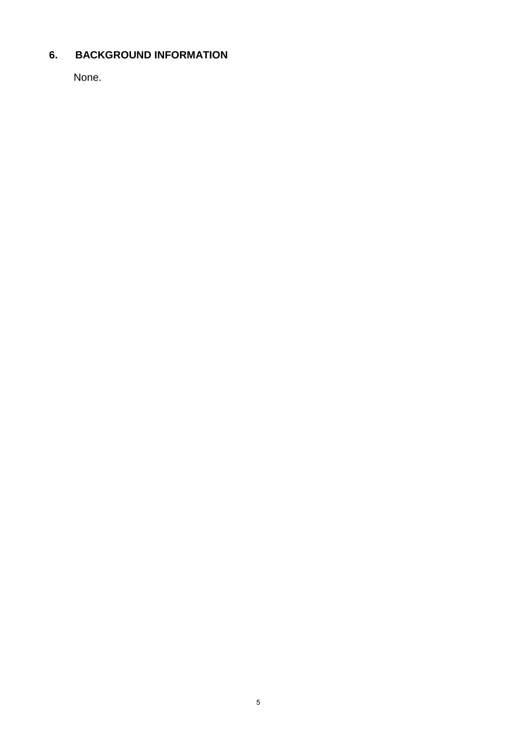## 6. BACKGROUND INFORMATION

None.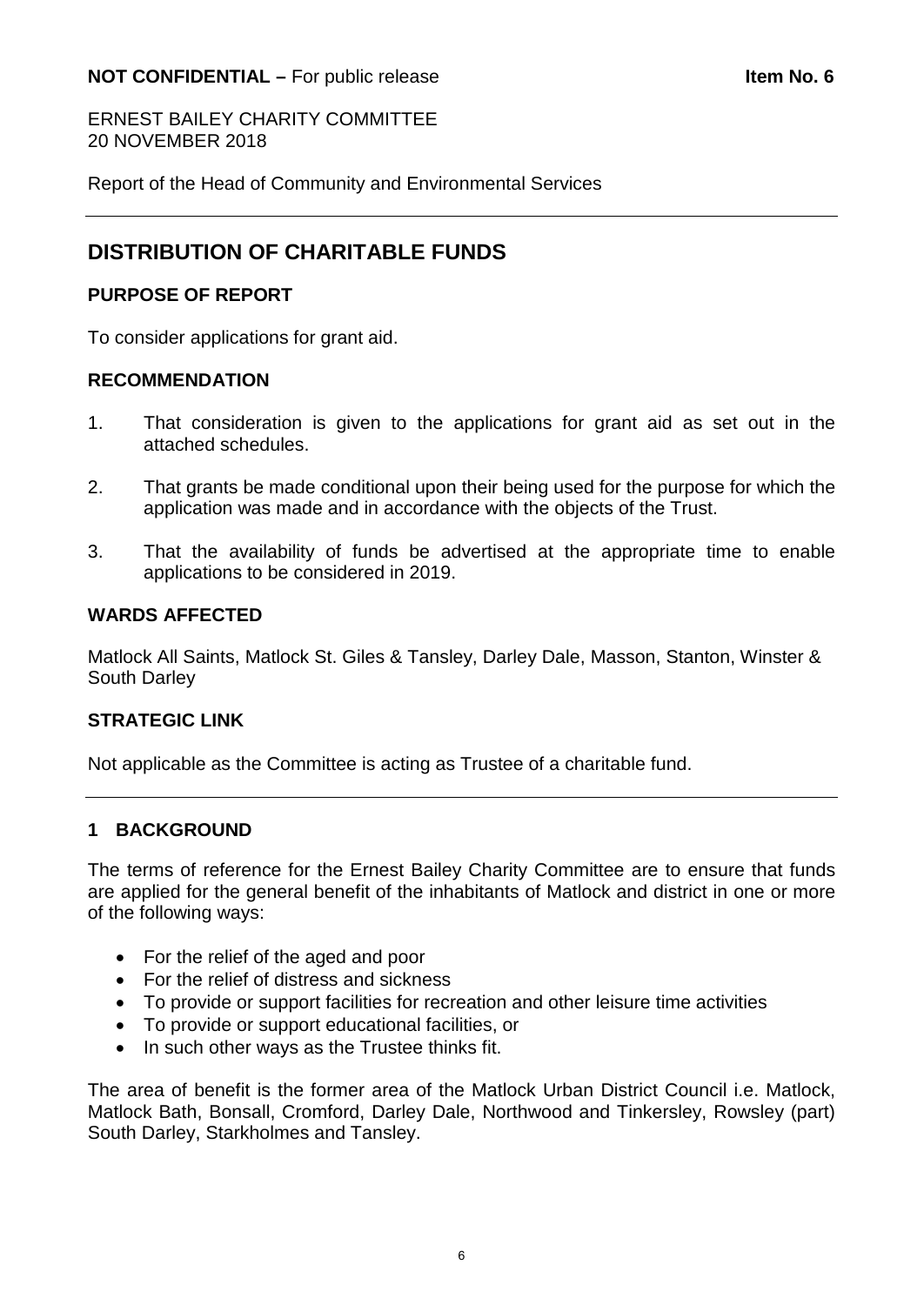**NOT CONFIDENTIAL –** For public release **Item No. 6**

ERNEST BAILEY CHARITY COMMITTEE
20 NOVEMBER 2018

Report of the Head of Community and Environmental Services

## DISTRIBUTION OF CHARITABLE FUNDS

### PURPOSE OF REPORT

To consider applications for grant aid.

### RECOMMENDATION

1. That consideration is given to the applications for grant aid as set out in the attached schedules.
2. That grants be made conditional upon their being used for the purpose for which the application was made and in accordance with the objects of the Trust.
3. That the availability of funds be advertised at the appropriate time to enable applications to be considered in 2019.

### WARDS AFFECTED

Matlock All Saints, Matlock St. Giles & Tansley, Darley Dale, Masson, Stanton, Winster & South Darley

### STRATEGIC LINK

Not applicable as the Committee is acting as Trustee of a charitable fund.

### 1 BACKGROUND

The terms of reference for the Ernest Bailey Charity Committee are to ensure that funds are applied for the general benefit of the inhabitants of Matlock and district in one or more of the following ways:

- For the relief of the aged and poor
- For the relief of distress and sickness
- To provide or support facilities for recreation and other leisure time activities
- To provide or support educational facilities, or
- In such other ways as the Trustee thinks fit.

The area of benefit is the former area of the Matlock Urban District Council i.e. Matlock, Matlock Bath, Bonsall, Cromford, Darley Dale, Northwood and Tinkersley, Rowsley (part) South Darley, Starkholmes and Tansley.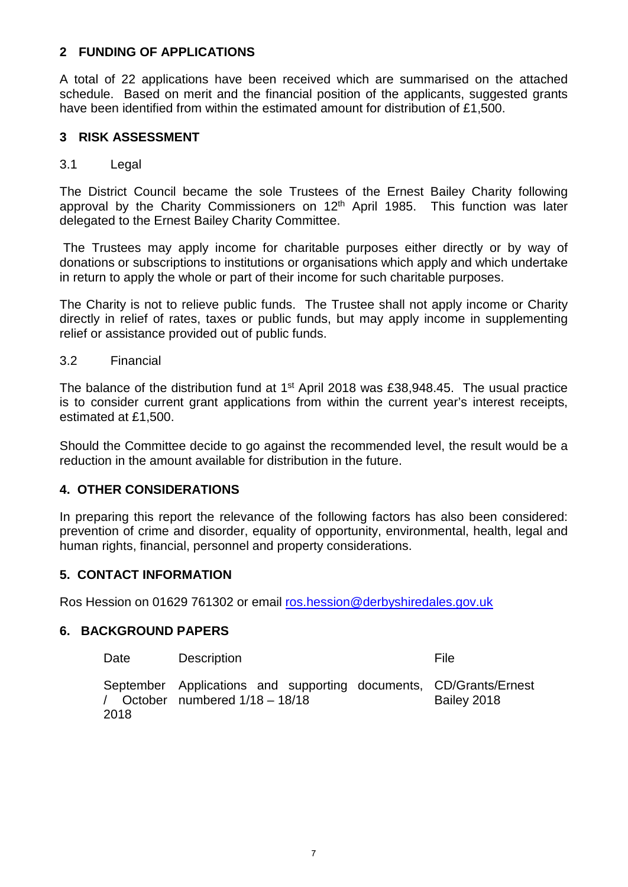## 2 FUNDING OF APPLICATIONS

A total of 22 applications have been received which are summarised on the attached schedule. Based on merit and the financial position of the applicants, suggested grants have been identified from within the estimated amount for distribution of £1,500.

## 3 RISK ASSESSMENT

### 3.1 Legal

The District Council became the sole Trustees of the Ernest Bailey Charity following approval by the Charity Commissioners on 12th April 1985. This function was later delegated to the Ernest Bailey Charity Committee.

The Trustees may apply income for charitable purposes either directly or by way of donations or subscriptions to institutions or organisations which apply and which undertake in return to apply the whole or part of their income for such charitable purposes.

The Charity is not to relieve public funds. The Trustee shall not apply income or Charity directly in relief of rates, taxes or public funds, but may apply income in supplementing relief or assistance provided out of public funds.

### 3.2 Financial

The balance of the distribution fund at 1st April 2018 was £38,948.45. The usual practice is to consider current grant applications from within the current year's interest receipts, estimated at £1,500.

Should the Committee decide to go against the recommended level, the result would be a reduction in the amount available for distribution in the future.

## 4. OTHER CONSIDERATIONS

In preparing this report the relevance of the following factors has also been considered: prevention of crime and disorder, equality of opportunity, environmental, health, legal and human rights, financial, personnel and property considerations.

## 5. CONTACT INFORMATION

Ros Hession on 01629 761302 or email ros.hession@derbyshiredales.gov.uk

## 6. BACKGROUND PAPERS

| Date | Description | File |
|---|---|---|
| September / October 2018 | Applications and supporting documents, numbered 1/18 – 18/18 | CD/Grants/Ernest Bailey 2018 |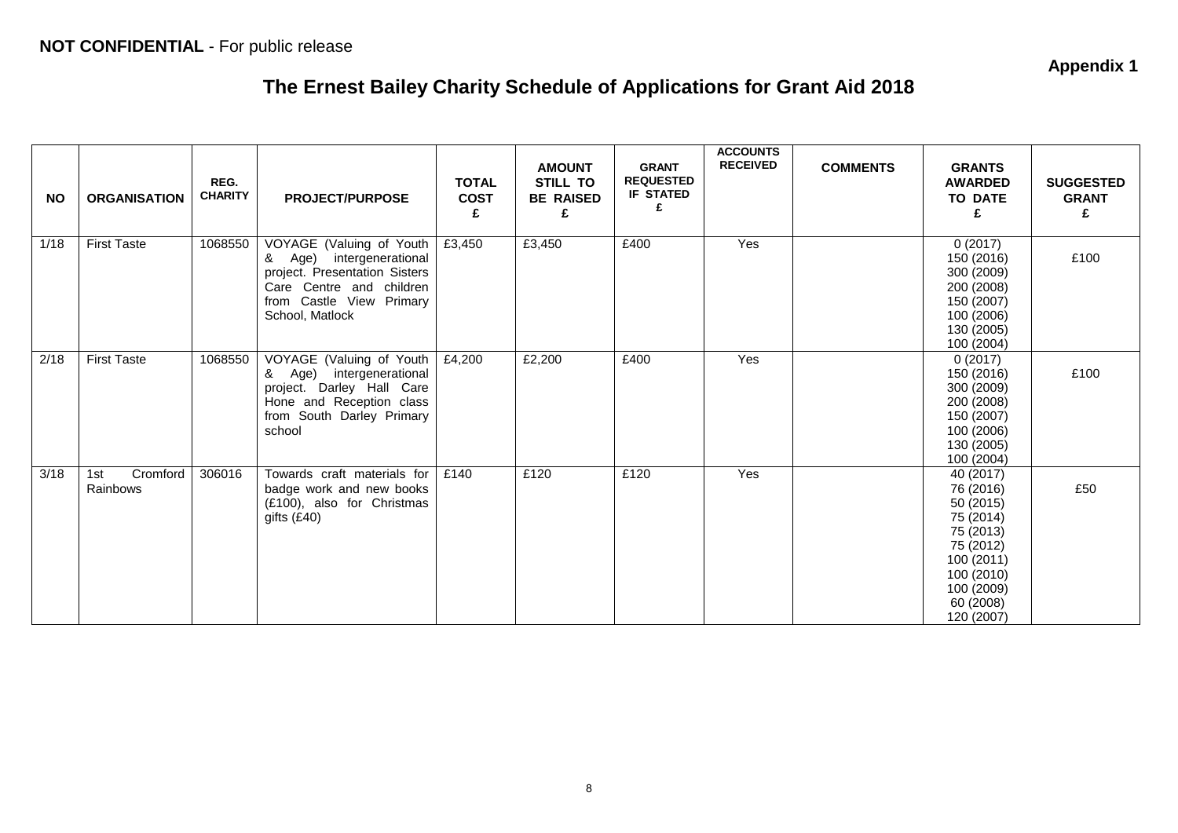**NOT CONFIDENTIAL** - For public release

**Appendix 1**

# The Ernest Bailey Charity Schedule of Applications for Grant Aid 2018

| NO | ORGANISATION | REG. CHARITY | PROJECT/PURPOSE | TOTAL COST £ | AMOUNT STILL TO BE RAISED £ | GRANT REQUESTED IF STATED £ | ACCOUNTS RECEIVED | COMMENTS | GRANTS AWARDED TO DATE £ | SUGGESTED GRANT £ |
|---|---|---|---|---|---|---|---|---|---|---|
| 1/18 | First Taste | 1068550 | VOYAGE (Valuing of Youth & Age) intergenerational project. Presentation Sisters Care Centre and children from Castle View Primary School, Matlock | £3,450 | £3,450 | £400 | Yes | | 0 (2017)<br>150 (2016)<br>300 (2009)<br>200 (2008)<br>150 (2007)<br>100 (2006)<br>130 (2005)<br>100 (2004) | £100 |
| 2/18 | First Taste | 1068550 | VOYAGE (Valuing of Youth & Age) intergenerational project. Darley Hall Care Hone and Reception class from South Darley Primary school | £4,200 | £2,200 | £400 | Yes | | 0 (2017)<br>150 (2016)<br>300 (2009)<br>200 (2008)<br>150 (2007)<br>100 (2006)<br>130 (2005)<br>100 (2004) | £100 |
| 3/18 | 1st Cromford Rainbows | 306016 | Towards craft materials for badge work and new books (£100), also for Christmas gifts (£40) | £140 | £120 | £120 | Yes | | 40 (2017)<br>76 (2016)<br>50 (2015)<br>75 (2014)<br>75 (2013)<br>75 (2012)<br>100 (2011)<br>100 (2010)<br>100 (2009)<br>60 (2008)<br>120 (2007) | £50 |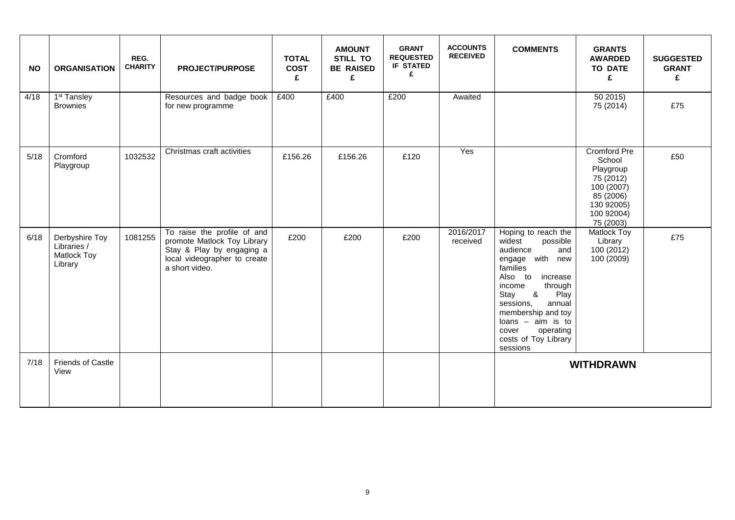| NO | ORGANISATION | REG. CHARITY | PROJECT/PURPOSE | TOTAL COST £ | AMOUNT STILL TO BE RAISED £ | GRANT REQUESTED IF STATED £ | ACCOUNTS RECEIVED | COMMENTS | GRANTS AWARDED TO DATE £ | SUGGESTED GRANT £ |
|---|---|---|---|---|---|---|---|---|---|---|
| 4/18 | 1st Tansley Brownies | | Resources and badge book for new programme | £400 | £400 | £200 | Awaited | | 50 2015) 75 (2014) | £75 |
| 5/18 | Cromford Playgroup | 1032532 | Christmas craft activities | £156.26 | £156.26 | £120 | Yes | | Cromford Pre School Playgroup 75 (2012) 100 (2007) 85 (2006) 130 92005) 100 92004) 75 (2003) | £50 |
| 6/18 | Derbyshire Toy Libraries / Matlock Toy Library | 1081255 | To raise the profile of and promote Matlock Toy Library Stay & Play by engaging a local videographer to create a short video. | £200 | £200 | £200 | 2016/2017 received | Hoping to reach the widest possible audience and engage with new families Also to increase income through Stay & Play sessions, annual membership and toy loans – aim is to cover operating costs of Toy Library sessions | Matlock Toy Library 100 (2012) 100 (2009) | £75 |
| 7/18 | Friends of Castle View | | | | | | | **WITHDRAWN** | | |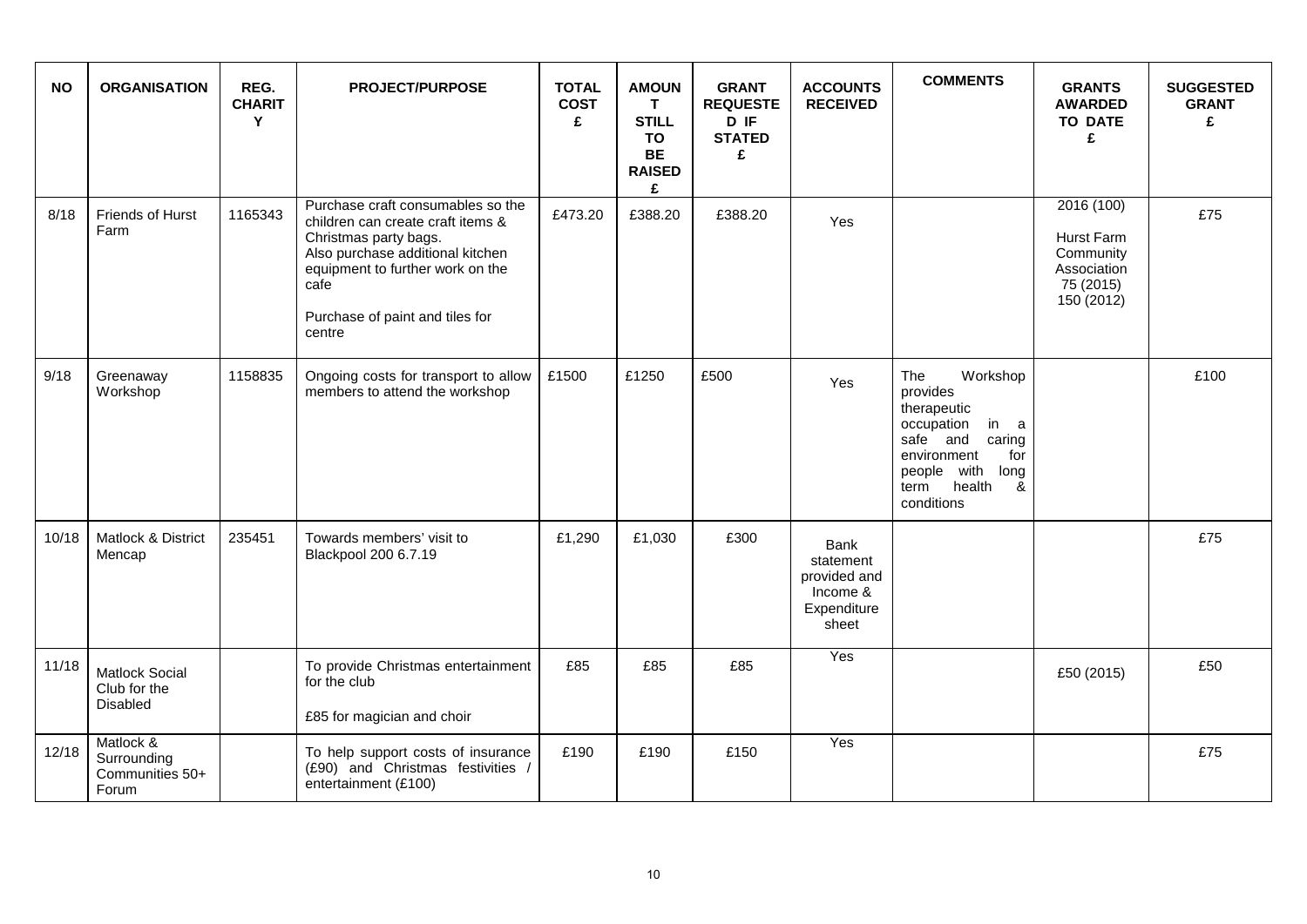| NO | ORGANISATION | REG. CHARITY | PROJECT/PURPOSE | TOTAL COST £ | AMOUNT STILL TO BE RAISED £ | GRANT REQUESTED IF STATED £ | ACCOUNTS RECEIVED | COMMENTS | GRANTS AWARDED TO DATE £ | SUGGESTED GRANT £ |
|---|---|---|---|---|---|---|---|---|---|---|
| 8/18 | Friends of Hurst Farm | 1165343 | Purchase craft consumables so the children can create craft items & Christmas party bags. Also purchase additional kitchen equipment to further work on the cafe<br><br>Purchase of paint and tiles for centre | £473.20 | £388.20 | £388.20 | Yes | | 2016 (100)<br><br>Hurst Farm Community Association 75 (2015) 150 (2012) | £75 |
| 9/18 | Greenaway Workshop | 1158835 | Ongoing costs for transport to allow members to attend the workshop | £1500 | £1250 | £500 | Yes | The Workshop provides therapeutic occupation in a safe and caring environment for people with long term health & conditions | | £100 |
| 10/18 | Matlock & District Mencap | 235451 | Towards members' visit to Blackpool 200 6.7.19 | £1,290 | £1,030 | £300 | Bank statement provided and Income & Expenditure sheet | | | £75 |
| 11/18 | Matlock Social Club for the Disabled | | To provide Christmas entertainment for the club<br><br>£85 for magician and choir | £85 | £85 | £85 | Yes | | £50 (2015) | £50 |
| 12/18 | Matlock & Surrounding Communities 50+ Forum | | To help support costs of insurance (£90) and Christmas festivities / entertainment (£100) | £190 | £190 | £150 | Yes | | | £75 |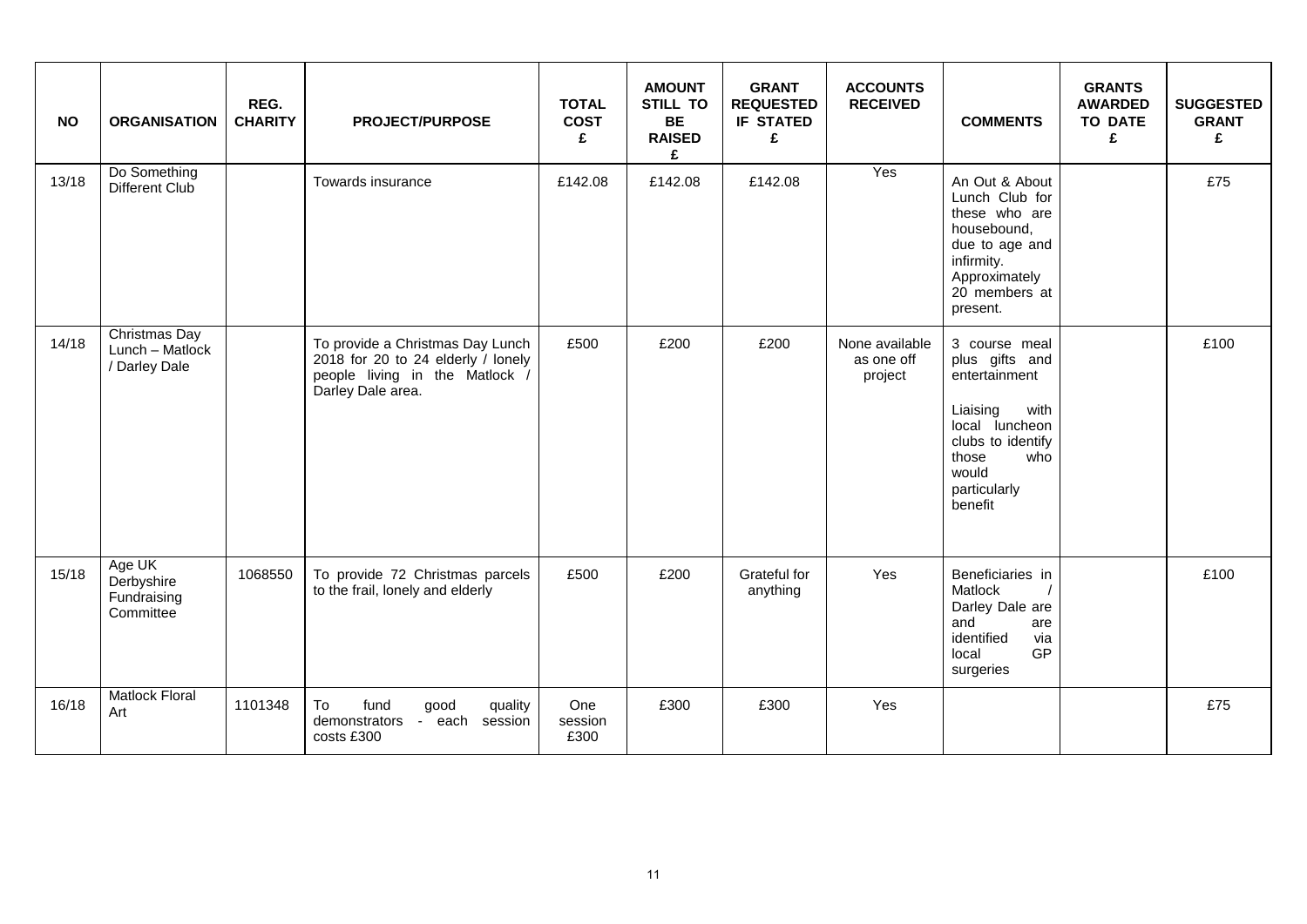| NO | ORGANISATION | REG. CHARITY | PROJECT/PURPOSE | TOTAL COST £ | AMOUNT STILL TO BE RAISED £ | GRANT REQUESTED IF STATED £ | ACCOUNTS RECEIVED | COMMENTS | GRANTS AWARDED TO DATE £ | SUGGESTED GRANT £ |
|---|---|---|---|---|---|---|---|---|---|---|
| 13/18 | Do Something Different Club | | Towards insurance | £142.08 | £142.08 | £142.08 | Yes | An Out & About Lunch Club for these who are housebound, due to age and infirmity. Approximately 20 members at present. | | £75 |
| 14/18 | Christmas Day Lunch – Matlock / Darley Dale | | To provide a Christmas Day Lunch 2018 for 20 to 24 elderly / lonely people living in the Matlock / Darley Dale area. | £500 | £200 | £200 | None available as one off project | 3 course meal plus gifts and entertainment<br><br>Liaising with local luncheon clubs to identify those who would particularly benefit | | £100 |
| 15/18 | Age UK Derbyshire Fundraising Committee | 1068550 | To provide 72 Christmas parcels to the frail, lonely and elderly | £500 | £200 | Grateful for anything | Yes | Beneficiaries in Matlock / Darley Dale are and are identified via local GP surgeries | | £100 |
| 16/18 | Matlock Floral Art | 1101348 | To fund good quality demonstrators - each session costs £300 | One session £300 | £300 | £300 | Yes | | | £75 |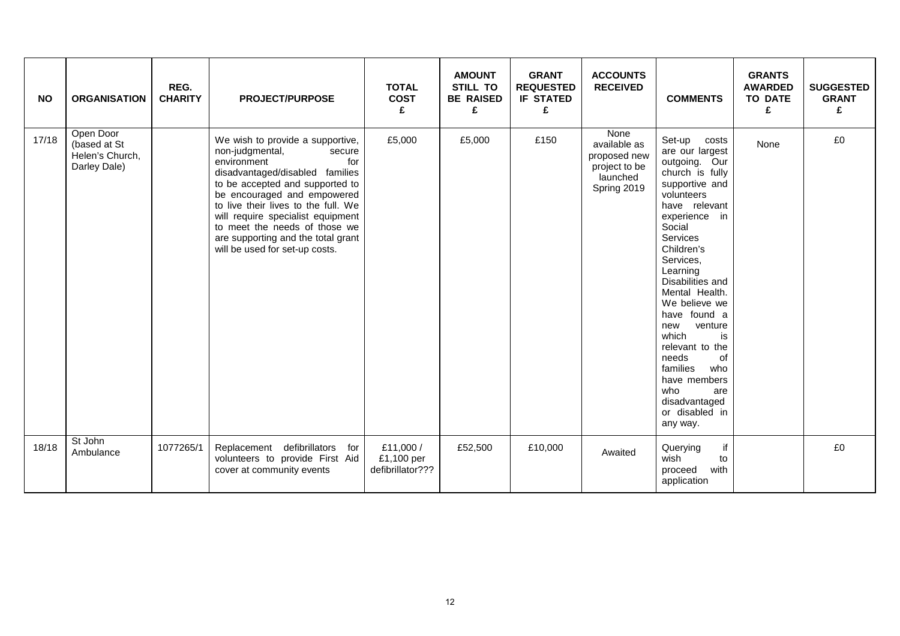| NO | ORGANISATION | REG. CHARITY | PROJECT/PURPOSE | TOTAL COST £ | AMOUNT STILL TO BE RAISED £ | GRANT REQUESTED IF STATED £ | ACCOUNTS RECEIVED | COMMENTS | GRANTS AWARDED TO DATE £ | SUGGESTED GRANT £ |
|---|---|---|---|---|---|---|---|---|---|---|
| 17/18 | Open Door (based at St Helen's Church, Darley Dale) | | We wish to provide a supportive, non-judgmental, secure environment for disadvantaged/disabled families to be accepted and supported to be encouraged and empowered to live their lives to the full. We will require specialist equipment to meet the needs of those we are supporting and the total grant will be used for set-up costs. | £5,000 | £5,000 | £150 | None available as proposed new project to be launched Spring 2019 | Set-up costs are our largest outgoing. Our church is fully supportive and volunteers have relevant experience in Social Services Children's Services, Learning Disabilities and Mental Health. We believe we have found a new venture which is relevant to the needs of families who have members who are disadvantaged or disabled in any way. | None | £0 |
| 18/18 | St John Ambulance | 1077265/1 | Replacement defibrillators for volunteers to provide First Aid cover at community events | £11,000 / £1,100 per defibrillator??? | £52,500 | £10,000 | Awaited | Querying if wish to proceed with application | | £0 |